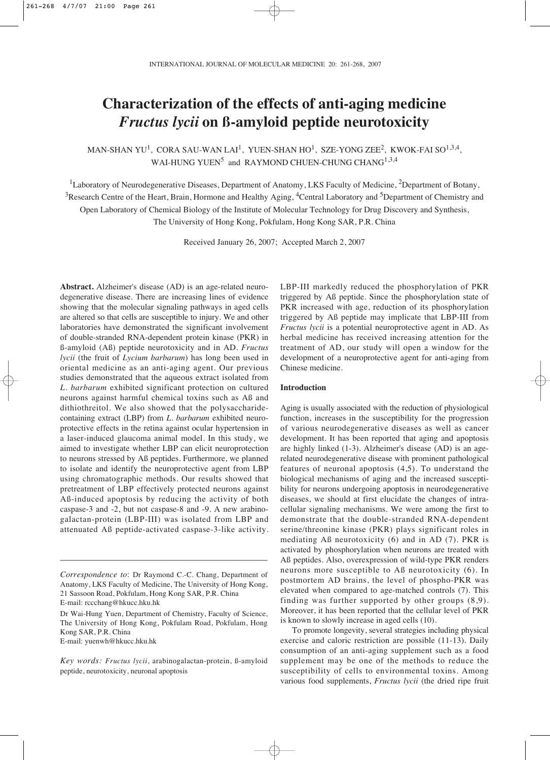# Characterization of the effects of anti-aging medicine *Fructus lycii* on ß-amyloid peptide neurotoxicity

MAN-SHAN YU[1], CORA SAU-WAN LAI[1], YUEN-SHAN HO[1], SZE-YONG ZEE[2], KWOK-FAI SO[1,3,4], WAI-HUNG YUEN[5] and RAYMOND CHUEN-CHUNG CHANG[1,3,4]

[1]Laboratory of Neurodegenerative Diseases, Department of Anatomy, LKS Faculty of Medicine, [2]Department of Botany, [3]Research Centre of the Heart, Brain, Hormone and Healthy Aging, [4]Central Laboratory and [5]Department of Chemistry and Open Laboratory of Chemical Biology of the Institute of Molecular Technology for Drug Discovery and Synthesis, The University of Hong Kong, Pokfulam, Hong Kong SAR, P.R. China

Received January 26, 2007; Accepted March 2, 2007

**Abstract.** Alzheimer's disease (AD) is an age-related neurodegenerative disease. There are increasing lines of evidence showing that the molecular signaling pathways in aged cells are altered so that cells are susceptible to injury. We and other laboratories have demonstrated the significant involvement of double-stranded RNA-dependent protein kinase (PKR) in ß-amyloid (Aß) peptide neurotoxicity and in AD. *Fructus lycii* (the fruit of *Lycium barbarum*) has long been used in oriental medicine as an anti-aging agent. Our previous studies demonstrated that the aqueous extract isolated from *L. barbarum* exhibited significant protection on cultured neurons against harmful chemical toxins such as Aß and dithiothreitol. We also showed that the polysaccharide-containing extract (LBP) from *L. barbarum* exhibited neuroprotective effects in the retina against ocular hypertension in a laser-induced glaucoma animal model. In this study, we aimed to investigate whether LBP can elicit neuroprotection to neurons stressed by Aß peptides. Furthermore, we planned to isolate and identify the neuroprotective agent from LBP using chromatographic methods. Our results showed that pretreatment of LBP effectively protected neurons against Aß-induced apoptosis by reducing the activity of both caspase-3 and -2, but not caspase-8 and -9. A new arabinogalactan-protein (LBP-III) was isolated from LBP and attenuated Aß peptide-activated caspase-3-like activity. LBP-III markedly reduced the phosphorylation of PKR triggered by Aß peptide. Since the phosphorylation state of PKR increased with age, reduction of its phosphorylation triggered by Aß peptide may implicate that LBP-III from *Fructus lycii* is a potential neuroprotective agent in AD. As herbal medicine has received increasing attention for the treatment of AD, our study will open a window for the development of a neuroprotective agent for anti-aging from Chinese medicine.

*Correspondence to*: Dr Raymond C.-C. Chang, Department of Anatomy, LKS Faculty of Medicine, The University of Hong Kong, 21 Sassoon Road, Pokfulam, Hong Kong SAR, P.R. China
E-mail: rccchang@hkucc.hku.hk

Dr Wai-Hung Yuen, Department of Chemistry, Faculty of Science, The University of Hong Kong, Pokfulam Road, Pokfulam, Hong Kong SAR, P.R. China
E-mail: yuenwh@hkucc.hku.hk

*Key words: Fructus lycii*, arabinogalactan-protein, ß-amyloid peptide, neurotoxicity, neuronal apoptosis

## Introduction

Aging is usually associated with the reduction of physiological function, increases in the susceptibility for the progression of various neurodegenerative diseases as well as cancer development. It has been reported that aging and apoptosis are highly linked (1-3). Alzheimer's disease (AD) is an age-related neurodegenerative disease with prominent pathological features of neuronal apoptosis (4,5). To understand the biological mechanisms of aging and the increased susceptibility for neurons undergoing apoptosis in neurodegenerative diseases, we should at first elucidate the changes of intracellular signaling mechanisms. We were among the first to demonstrate that the double-stranded RNA-dependent serine/threonine kinase (PKR) plays significant roles in mediating Aß neurotoxicity (6) and in AD (7). PKR is activated by phosphorylation when neurons are treated with Aß peptides. Also, overexpression of wild-type PKR renders neurons more susceptible to Aß neurotoxicity (6). In postmortem AD brains, the level of phospho-PKR was elevated when compared to age-matched controls (7). This finding was further supported by other groups (8,9). Moreover, it has been reported that the cellular level of PKR is known to slowly increase in aged cells (10).

To promote longevity, several strategies including physical exercise and caloric restriction are possible (11-13). Daily consumption of an anti-aging supplement such as a food supplement may be one of the methods to reduce the susceptibility of cells to environmental toxins. Among various food supplements, *Fructus lycii* (the dried ripe fruit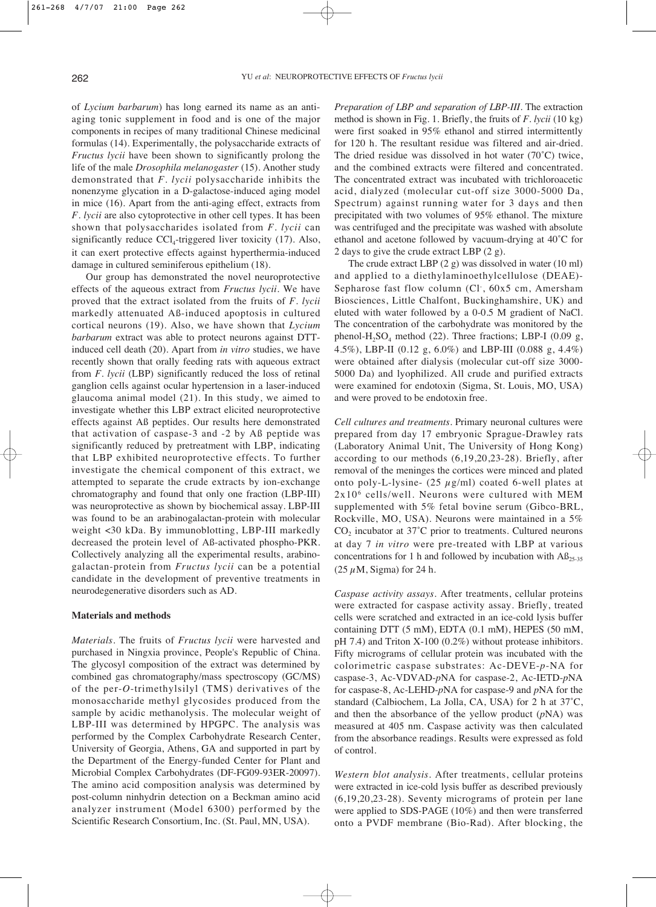of *Lycium barbarum*) has long earned its name as an anti-aging tonic supplement in food and is one of the major components in recipes of many traditional Chinese medicinal formulas (14). Experimentally, the polysaccharide extracts of *Fructus lycii* have been shown to significantly prolong the life of the male *Drosophila melanogaster* (15). Another study demonstrated that *F. lycii* polysaccharide inhibits the nonenzyme glycation in a D-galactose-induced aging model in mice (16). Apart from the anti-aging effect, extracts from *F. lycii* are also cytoprotective in other cell types. It has been shown that polysaccharides isolated from *F. lycii* can significantly reduce $CCl_4$-triggered liver toxicity (17). Also, it can exert protective effects against hyperthermia-induced damage in cultured seminiferous epithelium (18).

Our group has demonstrated the novel neuroprotective effects of the aqueous extract from *Fructus lycii*. We have proved that the extract isolated from the fruits of *F. lycii* markedly attenuated Aß-induced apoptosis in cultured cortical neurons (19). Also, we have shown that *Lycium barbarum* extract was able to protect neurons against DTT-induced cell death (20). Apart from *in vitro* studies, we have recently shown that orally feeding rats with aqueous extract from *F. lycii* (LBP) significantly reduced the loss of retinal ganglion cells against ocular hypertension in a laser-induced glaucoma animal model (21). In this study, we aimed to investigate whether this LBP extract elicited neuroprotective effects against Aß peptides. Our results here demonstrated that activation of caspase-3 and -2 by Aß peptide was significantly reduced by pretreatment with LBP, indicating that LBP exhibited neuroprotective effects. To further investigate the chemical component of this extract, we attempted to separate the crude extracts by ion-exchange chromatography and found that only one fraction (LBP-III) was neuroprotective as shown by biochemical assay. LBP-III was found to be an arabinogalactan-protein with molecular weight <30 kDa. By immunoblotting, LBP-III markedly decreased the protein level of Aß-activated phospho-PKR. Collectively analyzing all the experimental results, arabinogalactan-protein from *Fructus lycii* can be a potential candidate in the development of preventive treatments in neurodegenerative disorders such as AD.

## Materials and methods

*Materials.* The fruits of *Fructus lycii* were harvested and purchased in Ningxia province, People's Republic of China. The glycosyl composition of the extract was determined by combined gas chromatography/mass spectroscopy (GC/MS) of the per-*O*-trimethylsilyl (TMS) derivatives of the monosaccharide methyl glycosides produced from the sample by acidic methanolysis. The molecular weight of LBP-III was determined by HPGPC. The analysis was performed by the Complex Carbohydrate Research Center, University of Georgia, Athens, GA and supported in part by the Department of the Energy-funded Center for Plant and Microbial Complex Carbohydrates (DF-FG09-93ER-20097). The amino acid composition analysis was determined by post-column ninhydrin detection on a Beckman amino acid analyzer instrument (Model 6300) performed by the Scientific Research Consortium, Inc. (St. Paul, MN, USA).

*Preparation of LBP and separation of LBP-III.* The extraction method is shown in Fig. 1. Briefly, the fruits of *F. lycii* (10 kg) were first soaked in 95% ethanol and stirred intermittently for 120 h. The resultant residue was filtered and air-dried. The dried residue was dissolved in hot water (70˚C) twice, and the combined extracts were filtered and concentrated. The concentrated extract was incubated with trichloroacetic acid, dialyzed (molecular cut-off size 3000-5000 Da, Spectrum) against running water for 3 days and then precipitated with two volumes of 95% ethanol. The mixture was centrifuged and the precipitate was washed with absolute ethanol and acetone followed by vacuum-drying at 40˚C for 2 days to give the crude extract LBP (2 g).

The crude extract LBP (2 g) was dissolved in water (10 ml) and applied to a diethylaminoethylcellulose (DEAE)-Sepharose fast flow column ($Cl^-$, 60x5 cm, Amersham Biosciences, Little Chalfont, Buckinghamshire, UK) and eluted with water followed by a 0-0.5 M gradient of NaCl. The concentration of the carbohydrate was monitored by the phenol-$H_2SO_4$ method (22). Three fractions; LBP-I (0.09 g, 4.5%), LBP-II (0.12 g, 6.0%) and LBP-III (0.088 g, 4.4%) were obtained after dialysis (molecular cut-off size 3000-5000 Da) and lyophilized. All crude and purified extracts were examined for endotoxin (Sigma, St. Louis, MO, USA) and were proved to be endotoxin free.

*Cell cultures and treatments.* Primary neuronal cultures were prepared from day 17 embryonic Sprague-Drawley rats (Laboratory Animal Unit, The University of Hong Kong) according to our methods (6,19,20,23-28). Briefly, after removal of the meninges the cortices were minced and plated onto poly-L-lysine- (25 $\mu$g/ml) coated 6-well plates at $2\times10^6$ cells/well. Neurons were cultured with MEM supplemented with 5% fetal bovine serum (Gibco-BRL, Rockville, MO, USA). Neurons were maintained in a 5% $CO_2$ incubator at 37˚C prior to treatments. Cultured neurons at day 7 *in vitro* were pre-treated with LBP at various concentrations for 1 h and followed by incubation with $Aß_{25-35}$ (25 $\mu$M, Sigma) for 24 h.

*Caspase activity assays.* After treatments, cellular proteins were extracted for caspase activity assay. Briefly, treated cells were scratched and extracted in an ice-cold lysis buffer containing DTT (5 mM), EDTA (0.1 mM), HEPES (50 mM, pH 7.4) and Triton X-100 (0.2%) without protease inhibitors. Fifty micrograms of cellular protein was incubated with the colorimetric caspase substrates: Ac-DEVE-*p*-NA for caspase-3, Ac-VDVAD-*p*NA for caspase-2, Ac-IETD-*p*NA for caspase-8, Ac-LEHD-*p*NA for caspase-9 and *p*NA for the standard (Calbiochem, La Jolla, CA, USA) for 2 h at 37˚C, and then the absorbance of the yellow product (*p*NA) was measured at 405 nm. Caspase activity was then calculated from the absorbance readings. Results were expressed as fold of control.

*Western blot analysis.* After treatments, cellular proteins were extracted in ice-cold lysis buffer as described previously (6,19,20,23-28). Seventy micrograms of protein per lane were applied to SDS-PAGE (10%) and then were transferred onto a PVDF membrane (Bio-Rad). After blocking, the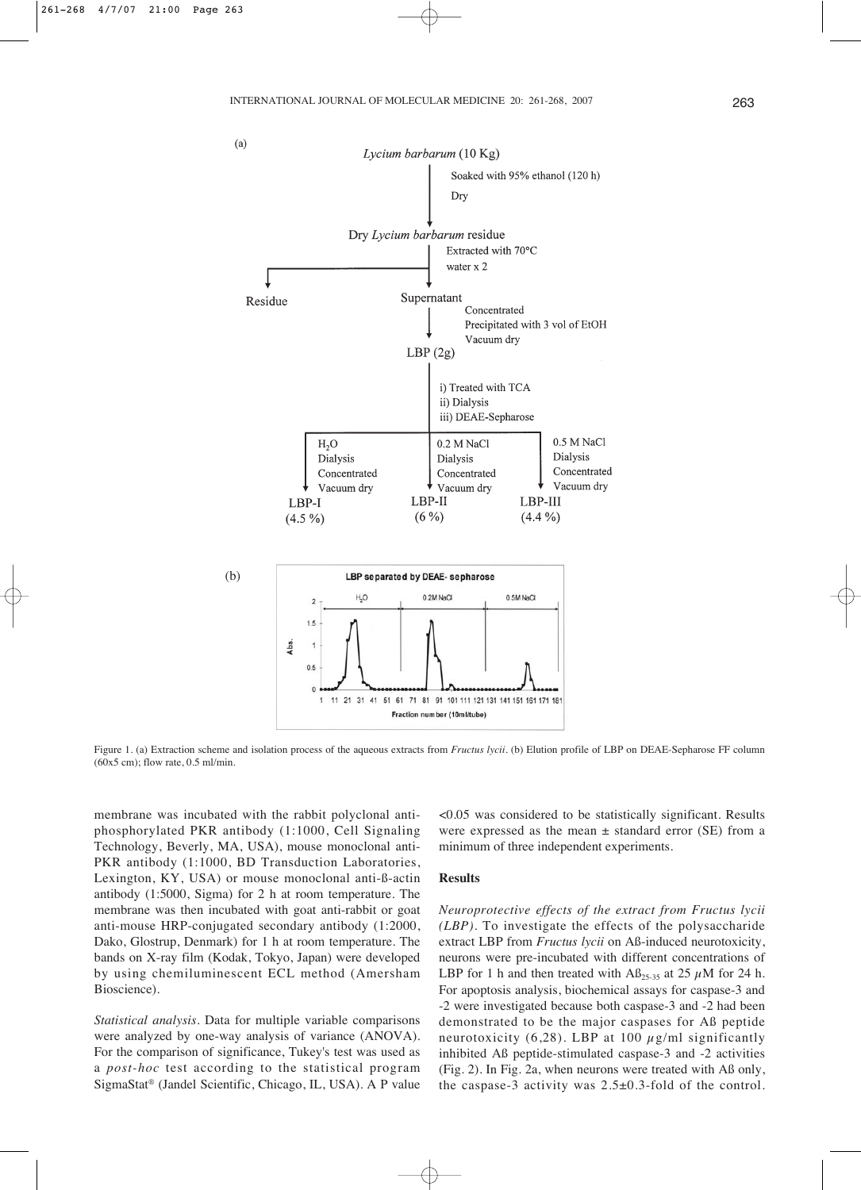Figure 1. (a) Extraction scheme and isolation process of the aqueous extracts from *Fructus lycii*. (b) Elution profile of LBP on DEAE-Sepharose FF column (60x5 cm); flow rate, 0.5 ml/min.

membrane was incubated with the rabbit polyclonal anti-phosphorylated PKR antibody (1:1000, Cell Signaling Technology, Beverly, MA, USA), mouse monoclonal anti-PKR antibody (1:1000, BD Transduction Laboratories, Lexington, KY, USA) or mouse monoclonal anti-ß-actin antibody (1:5000, Sigma) for 2 h at room temperature. The membrane was then incubated with goat anti-rabbit or goat anti-mouse HRP-conjugated secondary antibody (1:2000, Dako, Glostrup, Denmark) for 1 h at room temperature. The bands on X-ray film (Kodak, Tokyo, Japan) were developed by using chemiluminescent ECL method (Amersham Bioscience).

*Statistical analysis*. Data for multiple variable comparisons were analyzed by one-way analysis of variance (ANOVA). For the comparison of significance, Tukey's test was used as a *post-hoc* test according to the statistical program SigmaStat® (Jandel Scientific, Chicago, IL, USA). A P value $<0.05$ was considered to be statistically significant. Results were expressed as the mean ± standard error (SE) from a minimum of three independent experiments.

## Results

*Neuroprotective effects of the extract from Fructus lycii (LBP)*. To investigate the effects of the polysaccharide extract LBP from *Fructus lycii* on Aß-induced neurotoxicity, neurons were pre-incubated with different concentrations of LBP for 1 h and then treated with $Aß_{25-35}$ at 25 $\mu$M for 24 h. For apoptosis analysis, biochemical assays for caspase-3 and -2 were investigated because both caspase-3 and -2 had been demonstrated to be the major caspases for Aß peptide neurotoxicity (6,28). LBP at 100 $\mu$g/ml significantly inhibited Aß peptide-stimulated caspase-3 and -2 activities (Fig. 2). In Fig. 2a, when neurons were treated with Aß only, the caspase-3 activity was 2.5±0.3-fold of the control.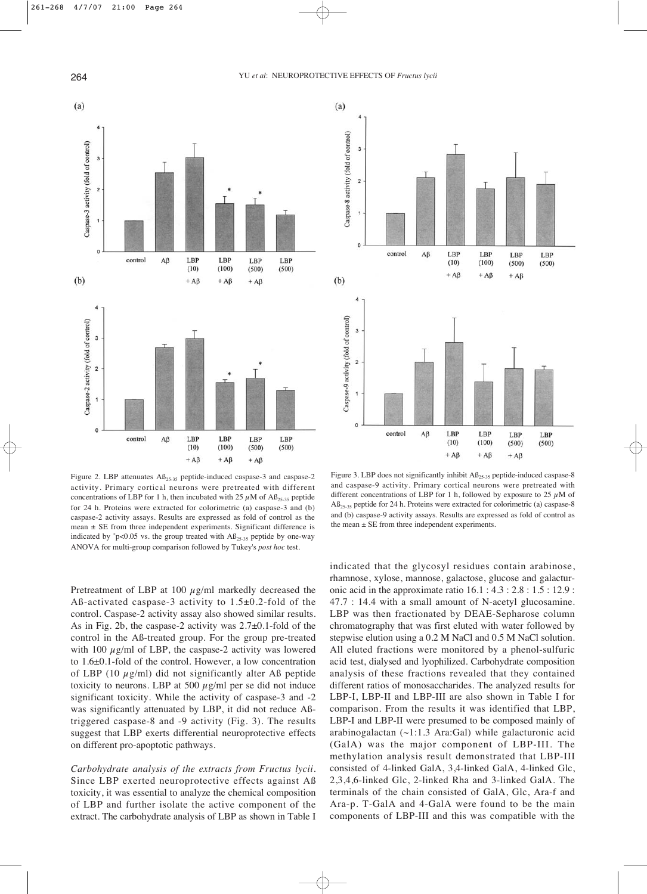Figure 2. LBP attenuates $Aß_{25-35}$ peptide-induced caspase-3 and caspase-2 activity. Primary cortical neurons were pretreated with different concentrations of LBP for 1 h, then incubated with 25 $\mu$M of $Aß_{25-35}$ peptide for 24 h. Proteins were extracted for colorimetric (a) caspase-3 and (b) caspase-2 activity assays. Results are expressed as fold of control as the mean ± SE from three independent experiments. Significant difference is indicated by $^{*}p<0.05$ vs. the group treated with $Aß_{25-35}$ peptide by one-way ANOVA for multi-group comparison followed by Tukey's *post hoc* test.

Figure 3. LBP does not significantly inhibit $Aß_{25-35}$ peptide-induced caspase-8 and caspase-9 activity. Primary cortical neurons were pretreated with different concentrations of LBP for 1 h, followed by exposure to 25 $\mu$M of $Aß_{25-35}$ peptide for 24 h. Proteins were extracted for colorimetric (a) caspase-8 and (b) caspase-9 activity assays. Results are expressed as fold of control as the mean ± SE from three independent experiments.

Pretreatment of LBP at 100 $\mu$g/ml markedly decreased the Aß-activated caspase-3 activity to 1.5±0.2-fold of the control. Caspase-2 activity assay also showed similar results. As in Fig. 2b, the caspase-2 activity was 2.7±0.1-fold of the control in the Aß-treated group. For the group pre-treated with 100 $\mu$g/ml of LBP, the caspase-2 activity was lowered to 1.6±0.1-fold of the control. However, a low concentration of LBP (10 $\mu$g/ml) did not significantly alter Aß peptide toxicity to neurons. LBP at 500 $\mu$g/ml per se did not induce significant toxicity. While the activity of caspase-3 and -2 was significantly attenuated by LBP, it did not reduce Aß-triggered caspase-8 and -9 activity (Fig. 3). The results suggest that LBP exerts differential neuroprotective effects on different pro-apoptotic pathways.

*Carbohydrate analysis of the extracts from Fructus lycii*. Since LBP exerted neuroprotective effects against Aß toxicity, it was essential to analyze the chemical composition of LBP and further isolate the active component of the extract. The carbohydrate analysis of LBP as shown in Table I indicated that the glycosyl residues contain arabinose, rhamnose, xylose, mannose, galactose, glucose and galacturonic acid in the approximate ratio 16.1 : 4.3 : 2.8 : 1.5 : 12.9 : 47.7 : 14.4 with a small amount of N-acetyl glucosamine. LBP was then fractionated by DEAE-Sepharose column chromatography that was first eluted with water followed by stepwise elution using a 0.2 M NaCl and 0.5 M NaCl solution. All eluted fractions were monitored by a phenol-sulfuric acid test, dialysed and lyophilized. Carbohydrate composition analysis of these fractions revealed that they contained different ratios of monosaccharides. The analyzed results for LBP-I, LBP-II and LBP-III are also shown in Table I for comparison. From the results it was identified that LBP, LBP-I and LBP-II were presumed to be composed mainly of arabinogalactan (~1:1.3 Ara:Gal) while galacturonic acid (GalA) was the major component of LBP-III. The methylation analysis result demonstrated that LBP-III consisted of 4-linked GalA, 3,4-linked GalA, 4-linked Glc, 2,3,4,6-linked Glc, 2-linked Rha and 3-linked GalA. The terminals of the chain consisted of GalA, Glc, Ara-f and Ara-p. T-GalA and 4-GalA were found to be the main components of LBP-III and this was compatible with the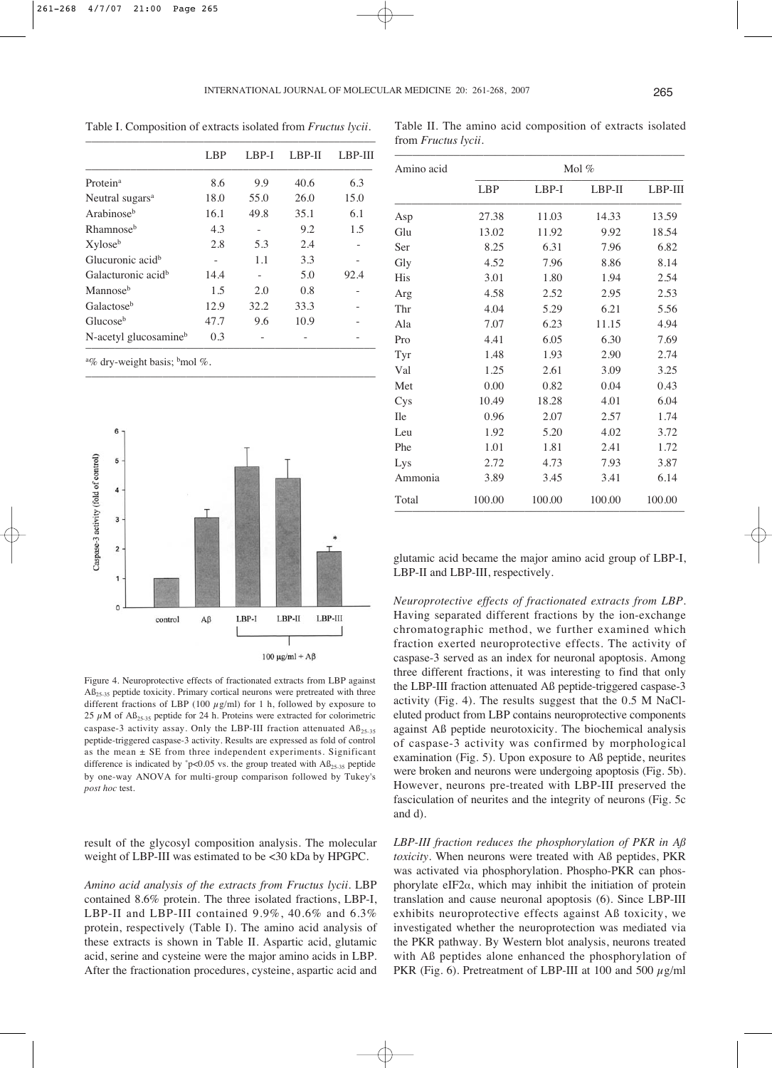Table I. Composition of extracts isolated from *Fructus lycii*.

| | LBP | LBP-I | LBP-II | LBP-III |
|---|---|---|---|---|
| Protein[a] | 8.6 | 9.9 | 40.6 | 6.3 |
| Neutral sugars[a] | 18.0 | 55.0 | 26.0 | 15.0 |
| Arabinose[b] | 16.1 | 49.8 | 35.1 | 6.1 |
| Rhamnose[b] | 4.3 | - | 9.2 | 1.5 |
| Xylose[b] | 2.8 | 5.3 | 2.4 | - |
| Glucuronic acid[b] | - | 1.1 | 3.3 | - |
| Galacturonic acid[b] | 14.4 | - | 5.0 | 92.4 |
| Mannose[b] | 1.5 | 2.0 | 0.8 | - |
| Galactose[b] | 12.9 | 32.2 | 33.3 | - |
| Glucose[b] | 47.7 | 9.6 | 10.9 | - |
| N-acetyl glucosamine[b] | 0.3 | - | - | - |

[a]% dry-weight basis; [b]mol %.

Figure 4. Neuroprotective effects of fractionated extracts from LBP against $A\beta_{25\text{-}35}$ peptide toxicity. Primary cortical neurons were pretreated with three different fractions of LBP (100 $\mu$g/ml) for 1 h, followed by exposure to 25 $\mu$M of $A\beta_{25\text{-}35}$ peptide for 24 h. Proteins were extracted for colorimetric caspase-3 activity assay. Only the LBP-III fraction attenuated $A\beta_{25\text{-}35}$ peptide-triggered caspase-3 activity. Results are expressed as fold of control as the mean ± SE from three independent experiments. Significant difference is indicated by *$p<0.05$ vs. the group treated with $A\beta_{25\text{-}35}$ peptide by one-way ANOVA for multi-group comparison followed by Tukey's *post hoc* test.

result of the glycosyl composition analysis. The molecular weight of LBP-III was estimated to be <30 kDa by HPGPC.

*Amino acid analysis of the extracts from Fructus lycii*. LBP contained 8.6% protein. The three isolated fractions, LBP-I, LBP-II and LBP-III contained 9.9%, 40.6% and 6.3% protein, respectively (Table I). The amino acid analysis of these extracts is shown in Table II. Aspartic acid, glutamic acid, serine and cysteine were the major amino acids in LBP. After the fractionation procedures, cysteine, aspartic acid and glutamic acid became the major amino acid group of LBP-I, LBP-II and LBP-III, respectively.

Table II. The amino acid composition of extracts isolated from *Fructus lycii*.

| Amino acid | Mol % | | | |
|---|---|---|---|---|
| | LBP | LBP-I | LBP-II | LBP-III |
| Asp | 27.38 | 11.03 | 14.33 | 13.59 |
| Glu | 13.02 | 11.92 | 9.92 | 18.54 |
| Ser | 8.25 | 6.31 | 7.96 | 6.82 |
| Gly | 4.52 | 7.96 | 8.86 | 8.14 |
| His | 3.01 | 1.80 | 1.94 | 2.54 |
| Arg | 4.58 | 2.52 | 2.95 | 2.53 |
| Thr | 4.04 | 5.29 | 6.21 | 5.56 |
| Ala | 7.07 | 6.23 | 11.15 | 4.94 |
| Pro | 4.41 | 6.05 | 6.30 | 7.69 |
| Tyr | 1.48 | 1.93 | 2.90 | 2.74 |
| Val | 1.25 | 2.61 | 3.09 | 3.25 |
| Met | 0.00 | 0.82 | 0.04 | 0.43 |
| Cys | 10.49 | 18.28 | 4.01 | 6.04 |
| Ile | 0.96 | 2.07 | 2.57 | 1.74 |
| Leu | 1.92 | 5.20 | 4.02 | 3.72 |
| Phe | 1.01 | 1.81 | 2.41 | 1.72 |
| Lys | 2.72 | 4.73 | 7.93 | 3.87 |
| Ammonia | 3.89 | 3.45 | 3.41 | 6.14 |
| Total | 100.00 | 100.00 | 100.00 | 100.00 |

*Neuroprotective effects of fractionated extracts from LBP*. Having separated different fractions by the ion-exchange chromatographic method, we further examined which fraction exerted neuroprotective effects. The activity of caspase-3 served as an index for neuronal apoptosis. Among three different fractions, it was interesting to find that only the LBP-III fraction attenuated Aß peptide-triggered caspase-3 activity (Fig. 4). The results suggest that the 0.5 M NaCl-eluted product from LBP contains neuroprotective components against Aß peptide neurotoxicity. The biochemical analysis of caspase-3 activity was confirmed by morphological examination (Fig. 5). Upon exposure to Aß peptide, neurites were broken and neurons were undergoing apoptosis (Fig. 5b). However, neurons pre-treated with LBP-III preserved the fasciculation of neurites and the integrity of neurons (Fig. 5c and d).

*LBP-III fraction reduces the phosphorylation of PKR in Aß toxicity*. When neurons were treated with Aß peptides, PKR was activated via phosphorylation. Phospho-PKR can phosphorylate eIF2$\alpha$, which may inhibit the initiation of protein translation and cause neuronal apoptosis (6). Since LBP-III exhibits neuroprotective effects against Aß toxicity, we investigated whether the neuroprotection was mediated via the PKR pathway. By Western blot analysis, neurons treated with Aß peptides alone enhanced the phosphorylation of PKR (Fig. 6). Pretreatment of LBP-III at 100 and 500 $\mu$g/ml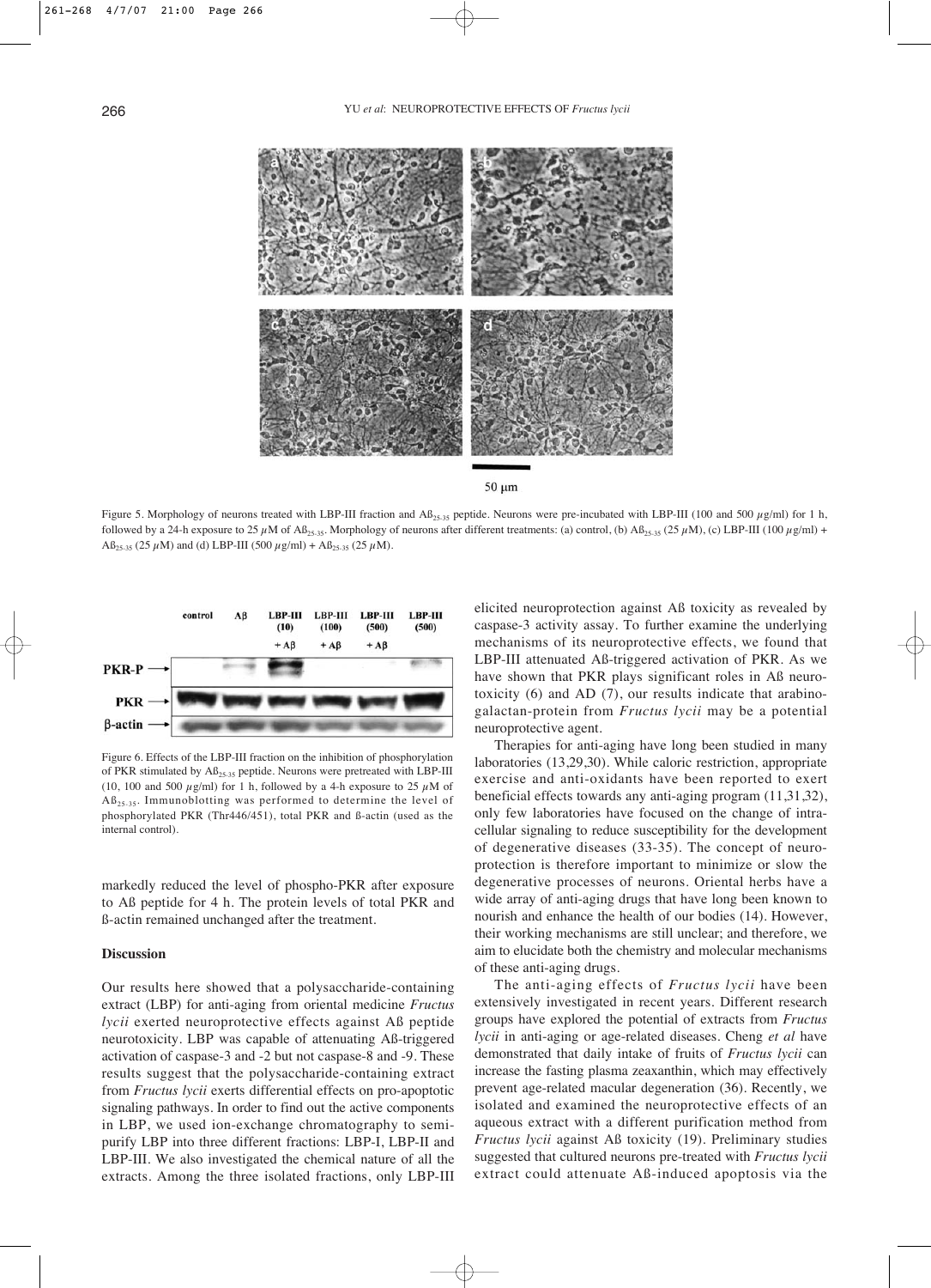Figure 5. Morphology of neurons treated with LBP-III fraction and $Aß_{25-35}$ peptide. Neurons were pre-incubated with LBP-III (100 and 500 $\mu$g/ml) for 1 h, followed by a 24-h exposure to 25 $\mu$M of $Aß_{25-35}$. Morphology of neurons after different treatments: (a) control, (b) $Aß_{25-35}$ (25 $\mu$M), (c) LBP-III (100 $\mu$g/ml) + $Aß_{25-35}$ (25 $\mu$M) and (d) LBP-III (500 $\mu$g/ml) + $Aß_{25-35}$ (25 $\mu$M).

Figure 6. Effects of the LBP-III fraction on the inhibition of phosphorylation of PKR stimulated by $Aß_{25-35}$ peptide. Neurons were pretreated with LBP-III (10, 100 and 500 $\mu$g/ml) for 1 h, followed by a 4-h exposure to 25 $\mu$M of $Aß_{25-35}$. Immunoblotting was performed to determine the level of phosphorylated PKR (Thr446/451), total PKR and ß-actin (used as the internal control).

markedly reduced the level of phospho-PKR after exposure to Aß peptide for 4 h. The protein levels of total PKR and ß-actin remained unchanged after the treatment.

## Discussion

Our results here showed that a polysaccharide-containing extract (LBP) for anti-aging from oriental medicine *Fructus lycii* exerted neuroprotective effects against Aß peptide neurotoxicity. LBP was capable of attenuating Aß-triggered activation of caspase-3 and -2 but not caspase-8 and -9. These results suggest that the polysaccharide-containing extract from *Fructus lycii* exerts differential effects on pro-apoptotic signaling pathways. In order to find out the active components in LBP, we used ion-exchange chromatography to semi-purify LBP into three different fractions: LBP-I, LBP-II and LBP-III. We also investigated the chemical nature of all the extracts. Among the three isolated fractions, only LBP-III elicited neuroprotection against Aß toxicity as revealed by caspase-3 activity assay. To further examine the underlying mechanisms of its neuroprotective effects, we found that LBP-III attenuated Aß-triggered activation of PKR. As we have shown that PKR plays significant roles in Aß neurotoxicity (6) and AD (7), our results indicate that arabinogalactan-protein from *Fructus lycii* may be a potential neuroprotective agent.

Therapies for anti-aging have long been studied in many laboratories (13,29,30). While caloric restriction, appropriate exercise and anti-oxidants have been reported to exert beneficial effects towards any anti-aging program (11,31,32), only few laboratories have focused on the change of intracellular signaling to reduce susceptibility for the development of degenerative diseases (33-35). The concept of neuroprotection is therefore important to minimize or slow the degenerative processes of neurons. Oriental herbs have a wide array of anti-aging drugs that have long been known to nourish and enhance the health of our bodies (14). However, their working mechanisms are still unclear; and therefore, we aim to elucidate both the chemistry and molecular mechanisms of these anti-aging drugs.

The anti-aging effects of *Fructus lycii* have been extensively investigated in recent years. Different research groups have explored the potential of extracts from *Fructus lycii* in anti-aging or age-related diseases. Cheng *et al* have demonstrated that daily intake of fruits of *Fructus lycii* can increase the fasting plasma zeaxanthin, which may effectively prevent age-related macular degeneration (36). Recently, we isolated and examined the neuroprotective effects of an aqueous extract with a different purification method from *Fructus lycii* against Aß toxicity (19). Preliminary studies suggested that cultured neurons pre-treated with *Fructus lycii* extract could attenuate Aß-induced apoptosis via the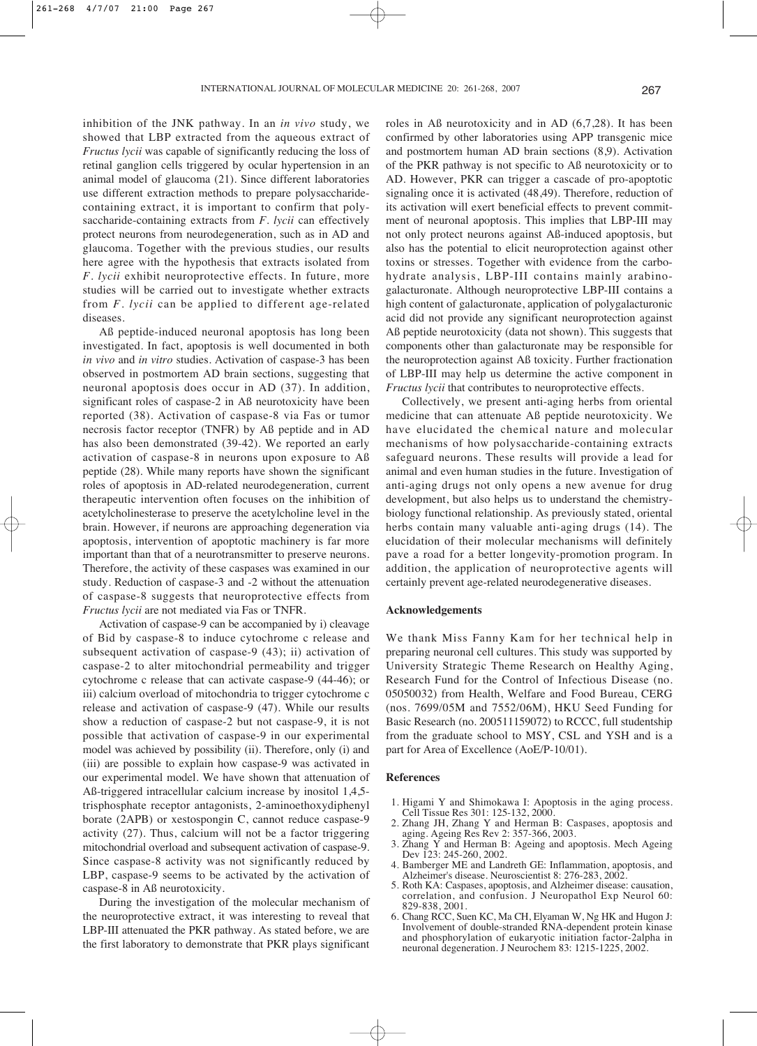inhibition of the JNK pathway. In an *in vivo* study, we showed that LBP extracted from the aqueous extract of *Fructus lycii* was capable of significantly reducing the loss of retinal ganglion cells triggered by ocular hypertension in an animal model of glaucoma (21). Since different laboratories use different extraction methods to prepare polysaccharide-containing extract, it is important to confirm that polysaccharide-containing extracts from *F. lycii* can effectively protect neurons from neurodegeneration, such as in AD and glaucoma. Together with the previous studies, our results here agree with the hypothesis that extracts isolated from *F. lycii* exhibit neuroprotective effects. In future, more studies will be carried out to investigate whether extracts from *F. lycii* can be applied to different age-related diseases.

Aß peptide-induced neuronal apoptosis has long been investigated. In fact, apoptosis is well documented in both *in vivo* and *in vitro* studies. Activation of caspase-3 has been observed in postmortem AD brain sections, suggesting that neuronal apoptosis does occur in AD (37). In addition, significant roles of caspase-2 in Aß neurotoxicity have been reported (38). Activation of caspase-8 via Fas or tumor necrosis factor receptor (TNFR) by Aß peptide and in AD has also been demonstrated (39-42). We reported an early activation of caspase-8 in neurons upon exposure to Aß peptide (28). While many reports have shown the significant roles of apoptosis in AD-related neurodegeneration, current therapeutic intervention often focuses on the inhibition of acetylcholinesterase to preserve the acetylcholine level in the brain. However, if neurons are approaching degeneration via apoptosis, intervention of apoptotic machinery is far more important than that of a neurotransmitter to preserve neurons. Therefore, the activity of these caspases was examined in our study. Reduction of caspase-3 and -2 without the attenuation of caspase-8 suggests that neuroprotective effects from *Fructus lycii* are not mediated via Fas or TNFR.

Activation of caspase-9 can be accompanied by i) cleavage of Bid by caspase-8 to induce cytochrome c release and subsequent activation of caspase-9 (43); ii) activation of caspase-2 to alter mitochondrial permeability and trigger cytochrome c release that can activate caspase-9 (44-46); or iii) calcium overload of mitochondria to trigger cytochrome c release and activation of caspase-9 (47). While our results show a reduction of caspase-2 but not caspase-9, it is not possible that activation of caspase-9 in our experimental model was achieved by possibility (ii). Therefore, only (i) and (iii) are possible to explain how caspase-9 was activated in our experimental model. We have shown that attenuation of Aß-triggered intracellular calcium increase by inositol 1,4,5-trisphosphate receptor antagonists, 2-aminoethoxydiphenyl borate (2APB) or xestospongin C, cannot reduce caspase-9 activity (27). Thus, calcium will not be a factor triggering mitochondrial overload and subsequent activation of caspase-9. Since caspase-8 activity was not significantly reduced by LBP, caspase-9 seems to be activated by the activation of caspase-8 in Aß neurotoxicity.

During the investigation of the molecular mechanism of the neuroprotective extract, it was interesting to reveal that LBP-III attenuated the PKR pathway. As stated before, we are the first laboratory to demonstrate that PKR plays significant roles in Aß neurotoxicity and in AD (6,7,28). It has been confirmed by other laboratories using APP transgenic mice and postmortem human AD brain sections (8,9). Activation of the PKR pathway is not specific to Aß neurotoxicity or to AD. However, PKR can trigger a cascade of pro-apoptotic signaling once it is activated (48,49). Therefore, reduction of its activation will exert beneficial effects to prevent commitment of neuronal apoptosis. This implies that LBP-III may not only protect neurons against Aß-induced apoptosis, but also has the potential to elicit neuroprotection against other toxins or stresses. Together with evidence from the carbohydrate analysis, LBP-III contains mainly arabinogalacturonate. Although neuroprotective LBP-III contains a high content of galacturonate, application of polygalacturonic acid did not provide any significant neuroprotection against Aß peptide neurotoxicity (data not shown). This suggests that components other than galacturonate may be responsible for the neuroprotection against Aß toxicity. Further fractionation of LBP-III may help us determine the active component in *Fructus lycii* that contributes to neuroprotective effects.

Collectively, we present anti-aging herbs from oriental medicine that can attenuate Aß peptide neurotoxicity. We have elucidated the chemical nature and molecular mechanisms of how polysaccharide-containing extracts safeguard neurons. These results will provide a lead for animal and even human studies in the future. Investigation of anti-aging drugs not only opens a new avenue for drug development, but also helps us to understand the chemistry-biology functional relationship. As previously stated, oriental herbs contain many valuable anti-aging drugs (14). The elucidation of their molecular mechanisms will definitely pave a road for a better longevity-promotion program. In addition, the application of neuroprotective agents will certainly prevent age-related neurodegenerative diseases.

## Acknowledgements

We thank Miss Fanny Kam for her technical help in preparing neuronal cell cultures. This study was supported by University Strategic Theme Research on Healthy Aging, Research Fund for the Control of Infectious Disease (no. 05050032) from Health, Welfare and Food Bureau, CERG (nos. 7699/05M and 7552/06M), HKU Seed Funding for Basic Research (no. 200511159072) to RCCC, full studentship from the graduate school to MSY, CSL and YSH and is a part for Area of Excellence (AoE/P-10/01).

## References

1. Higami Y and Shimokawa I: Apoptosis in the aging process. Cell Tissue Res 301: 125-132, 2000.
2. Zhang JH, Zhang Y and Herman B: Caspases, apoptosis and aging. Ageing Res Rev 2: 357-366, 2003.
3. Zhang Y and Herman B: Ageing and apoptosis. Mech Ageing Dev 123: 245-260, 2002.
4. Bamberger ME and Landreth GE: Inflammation, apoptosis, and Alzheimer's disease. Neuroscientist 8: 276-283, 2002.
5. Roth KA: Caspases, apoptosis, and Alzheimer disease: causation, correlation, and confusion. J Neuropathol Exp Neurol 60: 829-838, 2001.
6. Chang RCC, Suen KC, Ma CH, Elyaman W, Ng HK and Hugon J: Involvement of double-stranded RNA-dependent protein kinase and phosphorylation of eukaryotic initiation factor-2alpha in neuronal degeneration. J Neurochem 83: 1215-1225, 2002.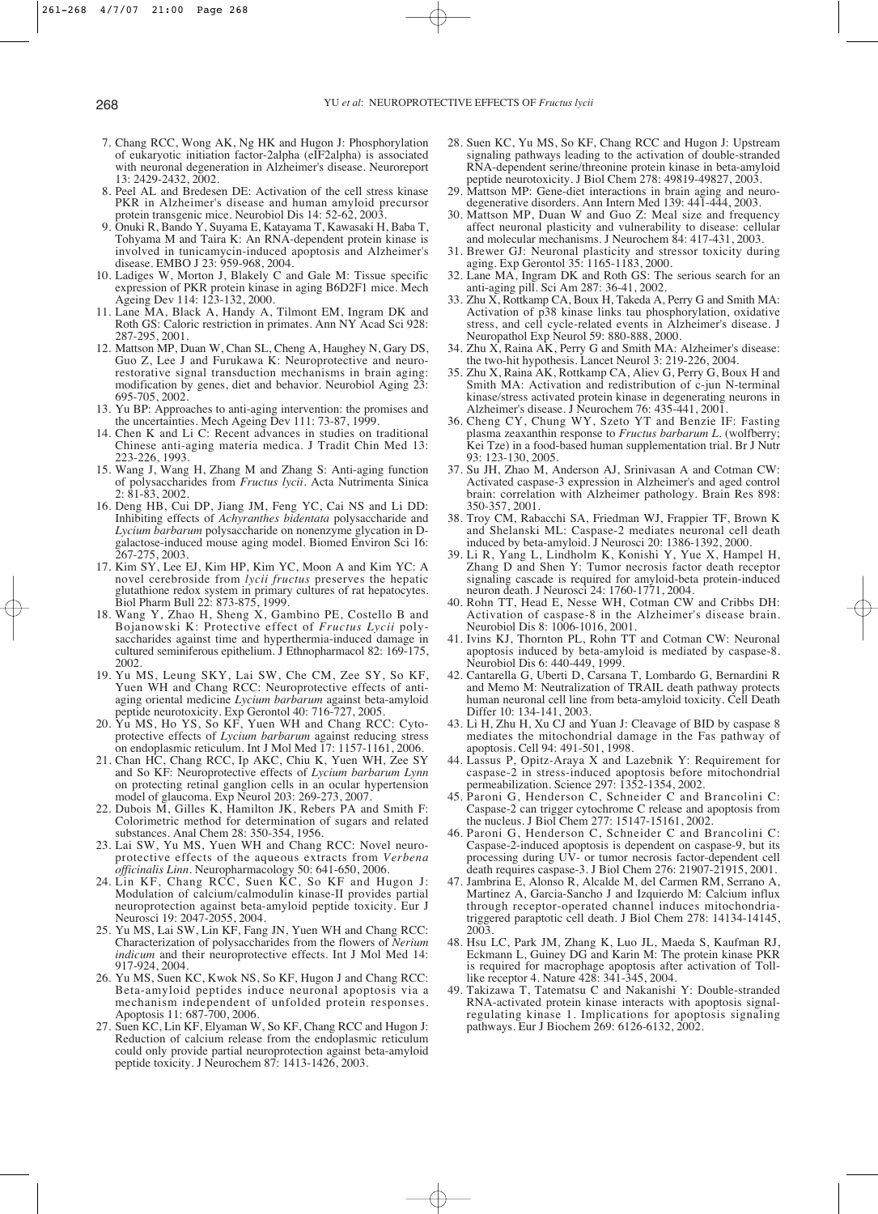7. Chang RCC, Wong AK, Ng HK and Hugon J: Phosphorylation of eukaryotic initiation factor-2alpha (eIF2alpha) is associated with neuronal degeneration in Alzheimer's disease. Neuroreport 13: 2429-2432, 2002.
8. Peel AL and Bredesen DE: Activation of the cell stress kinase PKR in Alzheimer's disease and human amyloid precursor protein transgenic mice. Neurobiol Dis 14: 52-62, 2003.
9. Onuki R, Bando Y, Suyama E, Katayama T, Kawasaki H, Baba T, Tohyama M and Taira K: An RNA-dependent protein kinase is involved in tunicamycin-induced apoptosis and Alzheimer's disease. EMBO J 23: 959-968, 2004.
10. Ladiges W, Morton J, Blakely C and Gale M: Tissue specific expression of PKR protein kinase in aging B6D2F1 mice. Mech Ageing Dev 114: 123-132, 2000.
11. Lane MA, Black A, Handy A, Tilmont EM, Ingram DK and Roth GS: Caloric restriction in primates. Ann NY Acad Sci 928: 287-295, 2001.
12. Mattson MP, Duan W, Chan SL, Cheng A, Haughey N, Gary DS, Guo Z, Lee J and Furukawa K: Neuroprotective and neurorestorative signal transduction mechanisms in brain aging: modification by genes, diet and behavior. Neurobiol Aging 23: 695-705, 2002.
13. Yu BP: Approaches to anti-aging intervention: the promises and the uncertainties. Mech Ageing Dev 111: 73-87, 1999.
14. Chen K and Li C: Recent advances in studies on traditional Chinese anti-aging materia medica. J Tradit Chin Med 13: 223-226, 1993.
15. Wang J, Wang H, Zhang M and Zhang S: Anti-aging function of polysaccharides from *Fructus lycii*. Acta Nutrimenta Sinica 2: 81-83, 2002.
16. Deng HB, Cui DP, Jiang JM, Feng YC, Cai NS and Li DD: Inhibiting effects of *Achyranthes bidentata* polysaccharide and *Lycium barbarum* polysaccharide on nonenzyme glycation in D-galactose-induced mouse aging model. Biomed Environ Sci 16: 267-275, 2003.
17. Kim SY, Lee EJ, Kim HP, Kim YC, Moon A and Kim YC: A novel cerebroside from *lycii fructus* preserves the hepatic glutathione redox system in primary cultures of rat hepatocytes. Biol Pharm Bull 22: 873-875, 1999.
18. Wang Y, Zhao H, Sheng X, Gambino PE, Costello B and Bojanowski K: Protective effect of *Fructus Lycii* polysaccharides against time and hyperthermia-induced damage in cultured seminiferous epithelium. J Ethnopharmacol 82: 169-175, 2002.
19. Yu MS, Leung SKY, Lai SW, Che CM, Zee SY, So KF, Yuen WH and Chang RCC: Neuroprotective effects of anti-aging oriental medicine *Lycium barbarum* against beta-amyloid peptide neurotoxicity. Exp Gerontol 40: 716-727, 2005.
20. Yu MS, Ho YS, So KF, Yuen WH and Chang RCC: Cytoprotective effects of *Lycium barbarum* against reducing stress on endoplasmic reticulum. Int J Mol Med 17: 1157-1161, 2006.
21. Chan HC, Chang RCC, Ip AKC, Chiu K, Yuen WH, Zee SY and So KF: Neuroprotective effects of *Lycium barbarum Lynn* on protecting retinal ganglion cells in an ocular hypertension model of glaucoma. Exp Neurol 203: 269-273, 2007.
22. Dubois M, Gilles K, Hamilton JK, Rebers PA and Smith F: Colorimetric method for determination of sugars and related substances. Anal Chem 28: 350-354, 1956.
23. Lai SW, Yu MS, Yuen WH and Chang RCC: Novel neuroprotective effects of the aqueous extracts from *Verbena officinalis Linn*. Neuropharmacology 50: 641-650, 2006.
24. Lin KF, Chang RCC, Suen KC, So KF and Hugon J: Modulation of calcium/calmodulin kinase-II provides partial neuroprotection against beta-amyloid peptide toxicity. Eur J Neurosci 19: 2047-2055, 2004.
25. Yu MS, Lai SW, Lin KF, Fang JN, Yuen WH and Chang RCC: Characterization of polysaccharides from the flowers of *Nerium indicum* and their neuroprotective effects. Int J Mol Med 14: 917-924, 2004.
26. Yu MS, Suen KC, Kwok NS, So KF, Hugon J and Chang RCC: Beta-amyloid peptides induce neuronal apoptosis via a mechanism independent of unfolded protein responses. Apoptosis 11: 687-700, 2006.
27. Suen KC, Lin KF, Elyaman W, So KF, Chang RCC and Hugon J: Reduction of calcium release from the endoplasmic reticulum could only provide partial neuroprotection against beta-amyloid peptide toxicity. J Neurochem 87: 1413-1426, 2003.
28. Suen KC, Yu MS, So KF, Chang RCC and Hugon J: Upstream signaling pathways leading to the activation of double-stranded RNA-dependent serine/threonine protein kinase in beta-amyloid peptide neurotoxicity. J Biol Chem 278: 49819-49827, 2003.
29. Mattson MP: Gene-diet interactions in brain aging and neurodegenerative disorders. Ann Intern Med 139: 441-444, 2003.
30. Mattson MP, Duan W and Guo Z: Meal size and frequency affect neuronal plasticity and vulnerability to disease: cellular and molecular mechanisms. J Neurochem 84: 417-431, 2003.
31. Brewer GJ: Neuronal plasticity and stressor toxicity during aging. Exp Gerontol 35: 1165-1183, 2000.
32. Lane MA, Ingram DK and Roth GS: The serious search for an anti-aging pill. Sci Am 287: 36-41, 2002.
33. Zhu X, Rottkamp CA, Boux H, Takeda A, Perry G and Smith MA: Activation of p38 kinase links tau phosphorylation, oxidative stress, and cell cycle-related events in Alzheimer's disease. J Neuropathol Exp Neurol 59: 880-888, 2000.
34. Zhu X, Raina AK, Perry G and Smith MA: Alzheimer's disease: the two-hit hypothesis. Lancet Neurol 3: 219-226, 2004.
35. Zhu X, Raina AK, Rottkamp CA, Aliev G, Perry G, Boux H and Smith MA: Activation and redistribution of c-jun N-terminal kinase/stress activated protein kinase in degenerating neurons in Alzheimer's disease. J Neurochem 76: 435-441, 2001.
36. Cheng CY, Chung WY, Szeto YT and Benzie IF: Fasting plasma zeaxanthin response to *Fructus barbarum L.* (wolfberry; Kei Tze) in a food-based human supplementation trial. Br J Nutr 93: 123-130, 2005.
37. Su JH, Zhao M, Anderson AJ, Srinivasan A and Cotman CW: Activated caspase-3 expression in Alzheimer's and aged control brain: correlation with Alzheimer pathology. Brain Res 898: 350-357, 2001.
38. Troy CM, Rabacchi SA, Friedman WJ, Frappier TF, Brown K and Shelanski ML: Caspase-2 mediates neuronal cell death induced by beta-amyloid. J Neurosci 20: 1386-1392, 2000.
39. Li R, Yang L, Lindholm K, Konishi Y, Yue X, Hampel H, Zhang D and Shen Y: Tumor necrosis factor death receptor signaling cascade is required for amyloid-beta protein-induced neuron death. J Neurosci 24: 1760-1771, 2004.
40. Rohn TT, Head E, Nesse WH, Cotman CW and Cribbs DH: Activation of caspase-8 in the Alzheimer's disease brain. Neurobiol Dis 8: 1006-1016, 2001.
41. Ivins KJ, Thornton PL, Rohn TT and Cotman CW: Neuronal apoptosis induced by beta-amyloid is mediated by caspase-8. Neurobiol Dis 6: 440-449, 1999.
42. Cantarella G, Uberti D, Carsana T, Lombardo G, Bernardini R and Memo M: Neutralization of TRAIL death pathway protects human neuronal cell line from beta-amyloid toxicity. Cell Death Differ 10: 134-141, 2003.
43. Li H, Zhu H, Xu CJ and Yuan J: Cleavage of BID by caspase 8 mediates the mitochondrial damage in the Fas pathway of apoptosis. Cell 94: 491-501, 1998.
44. Lassus P, Opitz-Araya X and Lazebnik Y: Requirement for caspase-2 in stress-induced apoptosis before mitochondrial permeabilization. Science 297: 1352-1354, 2002.
45. Paroni G, Henderson C, Schneider C and Brancolini C: Caspase-2 can trigger cytochrome C release and apoptosis from the nucleus. J Biol Chem 277: 15147-15161, 2002.
46. Paroni G, Henderson C, Schneider C and Brancolini C: Caspase-2-induced apoptosis is dependent on caspase-9, but its processing during UV- or tumor necrosis factor-dependent cell death requires caspase-3. J Biol Chem 276: 21907-21915, 2001.
47. Jambrina E, Alonso R, Alcalde M, del Carmen RM, Serrano A, Martinez A, Garcia-Sancho J and Izquierdo M: Calcium influx through receptor-operated channel induces mitochondria-triggered paraptotic cell death. J Biol Chem 278: 14134-14145, 2003.
48. Hsu LC, Park JM, Zhang K, Luo JL, Maeda S, Kaufman RJ, Eckmann L, Guiney DG and Karin M: The protein kinase PKR is required for macrophage apoptosis after activation of Toll-like receptor 4. Nature 428: 341-345, 2004.
49. Takizawa T, Tatematsu C and Nakanishi Y: Double-stranded RNA-activated protein kinase interacts with apoptosis signal-regulating kinase 1. Implications for apoptosis signaling pathways. Eur J Biochem 269: 6126-6132, 2002.